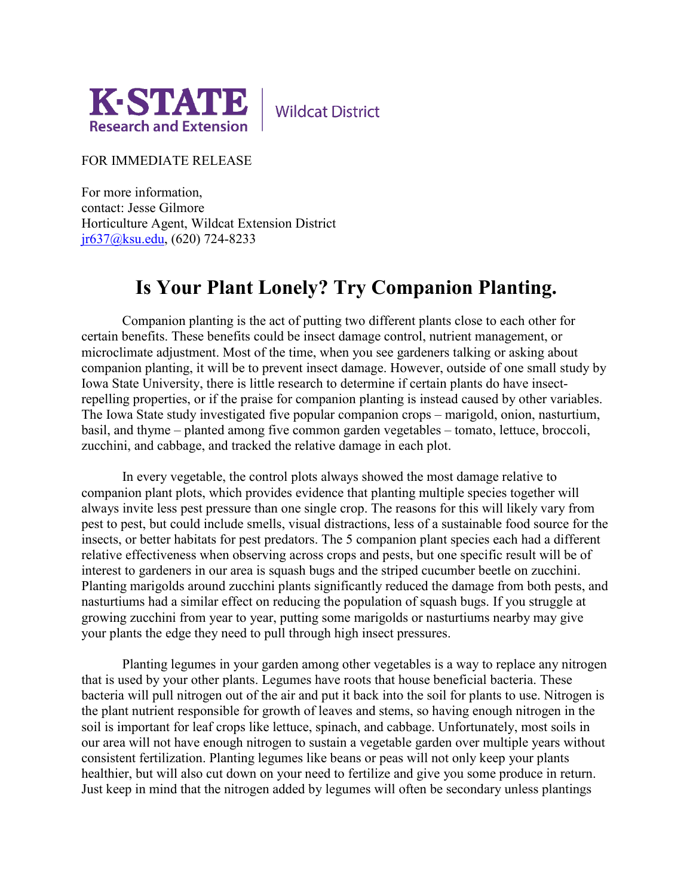FOR IMMEDIATE RELEASE

For more information,
contact: Jesse Gilmore
Horticulture Agent, Wildcat Extension District
[jr637@ksu.edu](mailto:jr637@ksu.edu), (620) 724-8233

# Is Your Plant Lonely? Try Companion Planting.

Companion planting is the act of putting two different plants close to each other for certain benefits. These benefits could be insect damage control, nutrient management, or microclimate adjustment. Most of the time, when you see gardeners talking or asking about companion planting, it will be to prevent insect damage. However, outside of one small study by Iowa State University, there is little research to determine if certain plants do have insect-repelling properties, or if the praise for companion planting is instead caused by other variables. The Iowa State study investigated five popular companion crops – marigold, onion, nasturtium, basil, and thyme – planted among five common garden vegetables – tomato, lettuce, broccoli, zucchini, and cabbage, and tracked the relative damage in each plot.

In every vegetable, the control plots always showed the most damage relative to companion plant plots, which provides evidence that planting multiple species together will always invite less pest pressure than one single crop. The reasons for this will likely vary from pest to pest, but could include smells, visual distractions, less of a sustainable food source for the insects, or better habitats for pest predators. The 5 companion plant species each had a different relative effectiveness when observing across crops and pests, but one specific result will be of interest to gardeners in our area is squash bugs and the striped cucumber beetle on zucchini. Planting marigolds around zucchini plants significantly reduced the damage from both pests, and nasturtiums had a similar effect on reducing the population of squash bugs. If you struggle at growing zucchini from year to year, putting some marigolds or nasturtiums nearby may give your plants the edge they need to pull through high insect pressures.

Planting legumes in your garden among other vegetables is a way to replace any nitrogen that is used by your other plants. Legumes have roots that house beneficial bacteria. These bacteria will pull nitrogen out of the air and put it back into the soil for plants to use. Nitrogen is the plant nutrient responsible for growth of leaves and stems, so having enough nitrogen in the soil is important for leaf crops like lettuce, spinach, and cabbage. Unfortunately, most soils in our area will not have enough nitrogen to sustain a vegetable garden over multiple years without consistent fertilization. Planting legumes like beans or peas will not only keep your plants healthier, but will also cut down on your need to fertilize and give you some produce in return. Just keep in mind that the nitrogen added by legumes will often be secondary unless plantings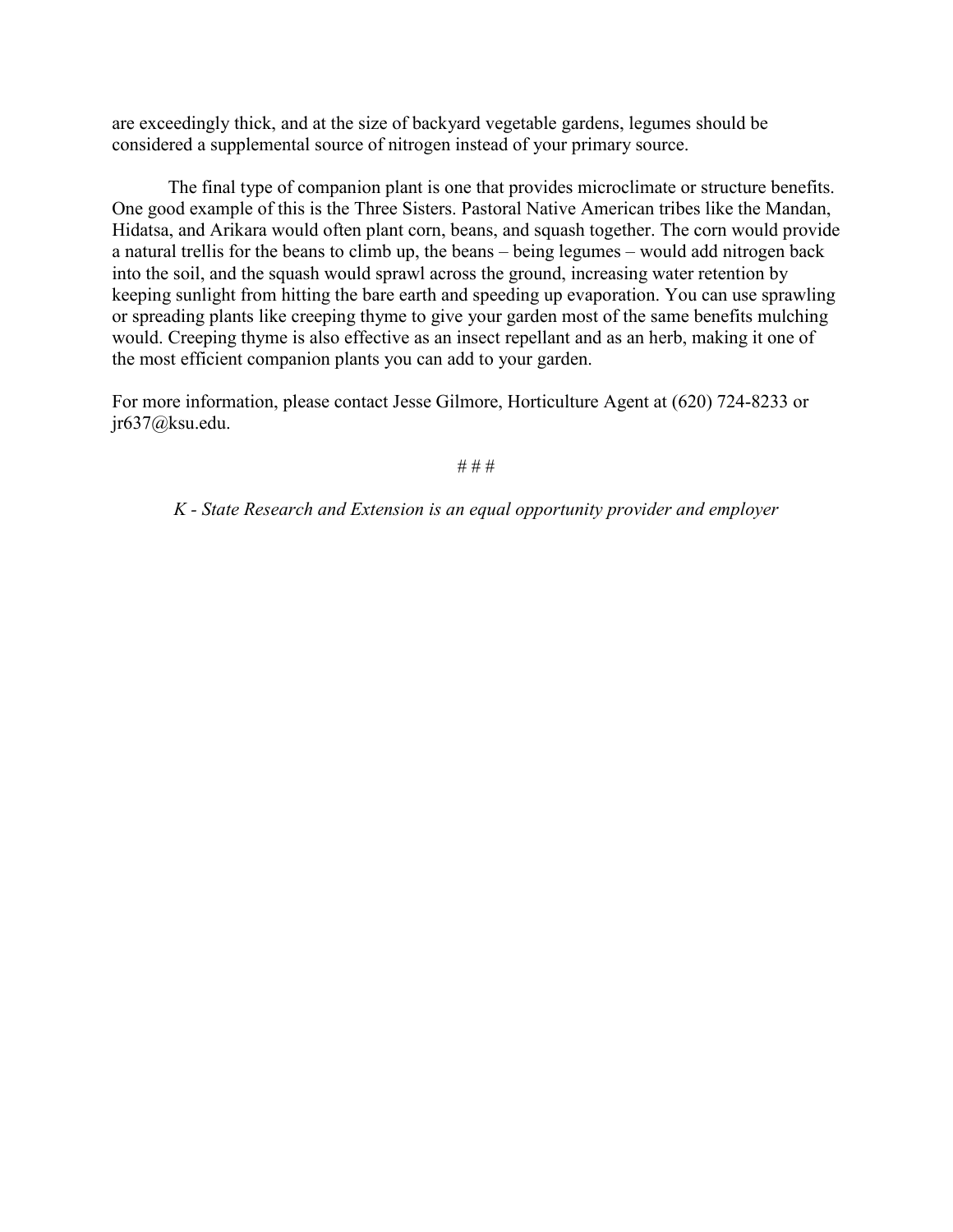are exceedingly thick, and at the size of backyard vegetable gardens, legumes should be considered a supplemental source of nitrogen instead of your primary source.

The final type of companion plant is one that provides microclimate or structure benefits. One good example of this is the Three Sisters. Pastoral Native American tribes like the Mandan, Hidatsa, and Arikara would often plant corn, beans, and squash together. The corn would provide a natural trellis for the beans to climb up, the beans – being legumes – would add nitrogen back into the soil, and the squash would sprawl across the ground, increasing water retention by keeping sunlight from hitting the bare earth and speeding up evaporation. You can use sprawling or spreading plants like creeping thyme to give your garden most of the same benefits mulching would. Creeping thyme is also effective as an insect repellant and as an herb, making it one of the most efficient companion plants you can add to your garden.

For more information, please contact Jesse Gilmore, Horticulture Agent at (620) 724-8233 or jr637@ksu.edu.

# # #

*K - State Research and Extension is an equal opportunity provider and employer*